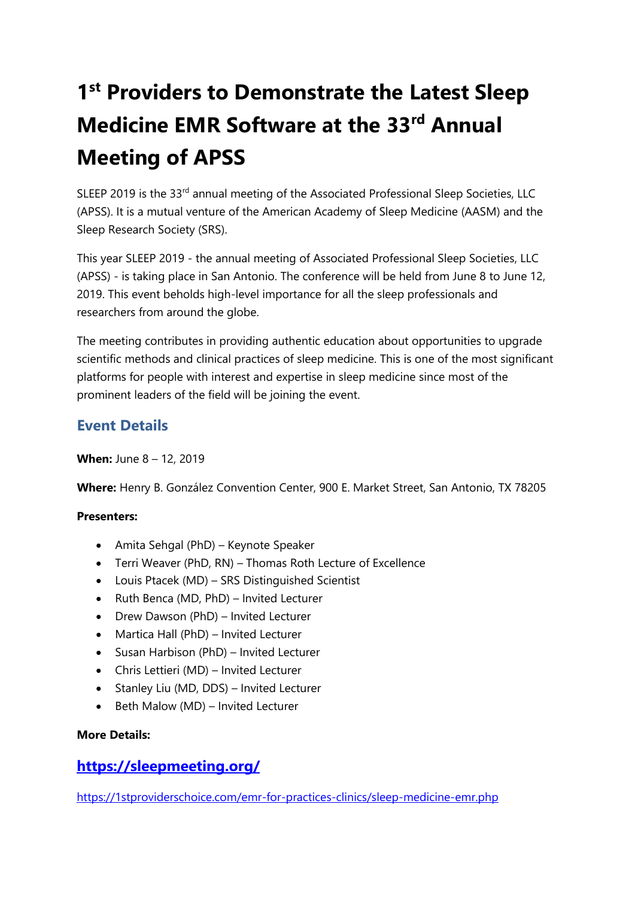# 1st Providers to Demonstrate the Latest Sleep Medicine EMR Software at the 33rd Annual Meeting of APSS

SLEEP 2019 is the 33rd annual meeting of the Associated Professional Sleep Societies, LLC (APSS). It is a mutual venture of the American Academy of Sleep Medicine (AASM) and the Sleep Research Society (SRS).

This year SLEEP 2019 - the annual meeting of Associated Professional Sleep Societies, LLC (APSS) - is taking place in San Antonio. The conference will be held from June 8 to June 12, 2019. This event beholds high-level importance for all the sleep professionals and researchers from around the globe.

The meeting contributes in providing authentic education about opportunities to upgrade scientific methods and clinical practices of sleep medicine. This is one of the most significant platforms for people with interest and expertise in sleep medicine since most of the prominent leaders of the field will be joining the event.

## Event Details

**When:** June 8 – 12, 2019

**Where:** Henry B. González Convention Center, 900 E. Market Street, San Antonio, TX 78205

**Presenters:**

- Amita Sehgal (PhD) – Keynote Speaker
- Terri Weaver (PhD, RN) – Thomas Roth Lecture of Excellence
- Louis Ptacek (MD) – SRS Distinguished Scientist
- Ruth Benca (MD, PhD) – Invited Lecturer
- Drew Dawson (PhD) – Invited Lecturer
- Martica Hall (PhD) – Invited Lecturer
- Susan Harbison (PhD) – Invited Lecturer
- Chris Lettieri (MD) – Invited Lecturer
- Stanley Liu (MD, DDS) – Invited Lecturer
- Beth Malow (MD) – Invited Lecturer

**More Details:**

## [https://sleepmeeting.org/](https://sleepmeeting.org/)

[https://1stproviderschoice.com/emr-for-practices-clinics/sleep-medicine-emr.php](https://1stproviderschoice.com/emr-for-practices-clinics/sleep-medicine-emr.php)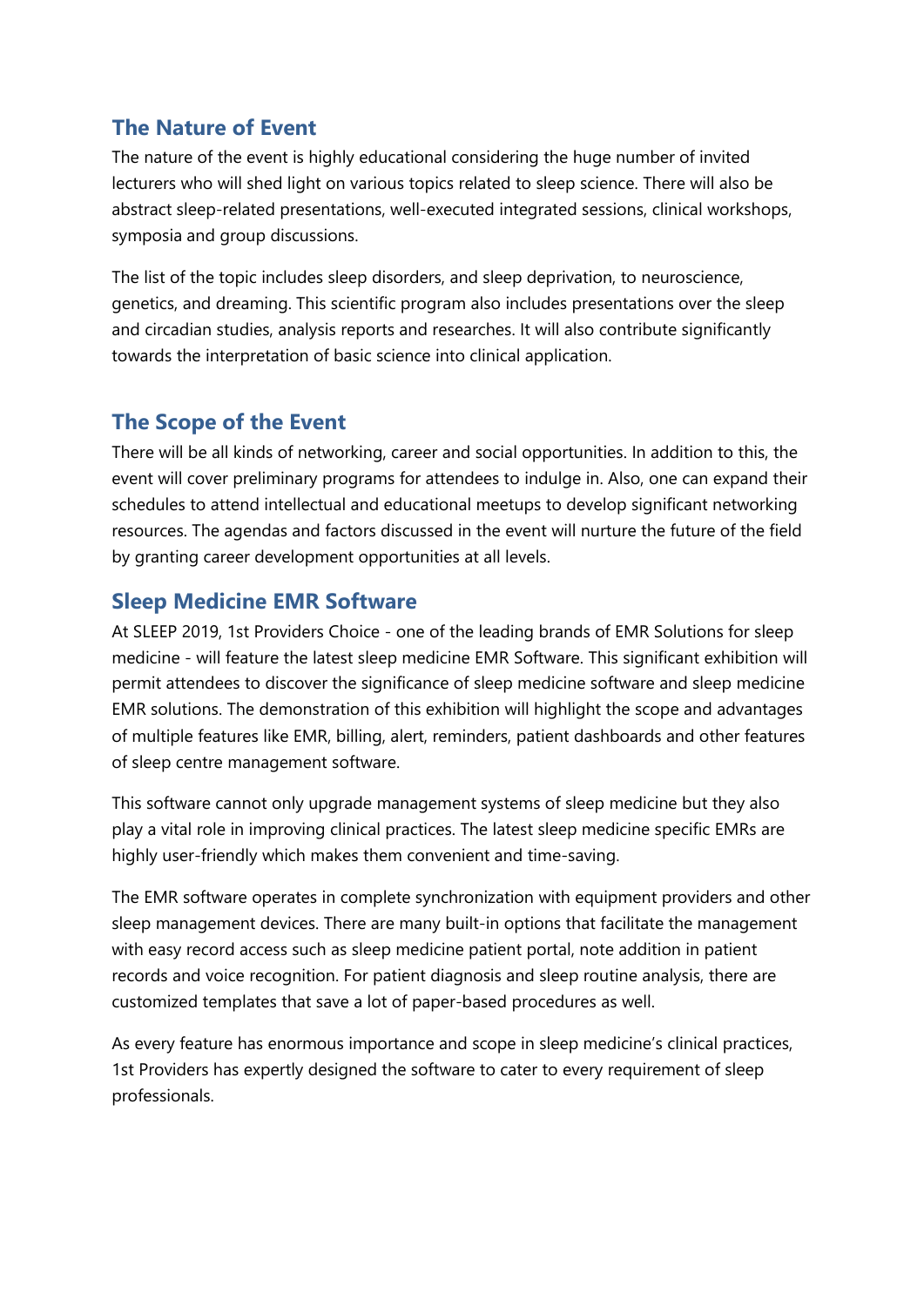## The Nature of Event

The nature of the event is highly educational considering the huge number of invited lecturers who will shed light on various topics related to sleep science. There will also be abstract sleep-related presentations, well-executed integrated sessions, clinical workshops, symposia and group discussions.

The list of the topic includes sleep disorders, and sleep deprivation, to neuroscience, genetics, and dreaming. This scientific program also includes presentations over the sleep and circadian studies, analysis reports and researches. It will also contribute significantly towards the interpretation of basic science into clinical application.

## The Scope of the Event

There will be all kinds of networking, career and social opportunities. In addition to this, the event will cover preliminary programs for attendees to indulge in. Also, one can expand their schedules to attend intellectual and educational meetups to develop significant networking resources. The agendas and factors discussed in the event will nurture the future of the field by granting career development opportunities at all levels.

## Sleep Medicine EMR Software

At SLEEP 2019, 1st Providers Choice - one of the leading brands of EMR Solutions for sleep medicine - will feature the latest sleep medicine EMR Software. This significant exhibition will permit attendees to discover the significance of sleep medicine software and sleep medicine EMR solutions. The demonstration of this exhibition will highlight the scope and advantages of multiple features like EMR, billing, alert, reminders, patient dashboards and other features of sleep centre management software.

This software cannot only upgrade management systems of sleep medicine but they also play a vital role in improving clinical practices. The latest sleep medicine specific EMRs are highly user-friendly which makes them convenient and time-saving.

The EMR software operates in complete synchronization with equipment providers and other sleep management devices. There are many built-in options that facilitate the management with easy record access such as sleep medicine patient portal, note addition in patient records and voice recognition. For patient diagnosis and sleep routine analysis, there are customized templates that save a lot of paper-based procedures as well.

As every feature has enormous importance and scope in sleep medicine's clinical practices, 1st Providers has expertly designed the software to cater to every requirement of sleep professionals.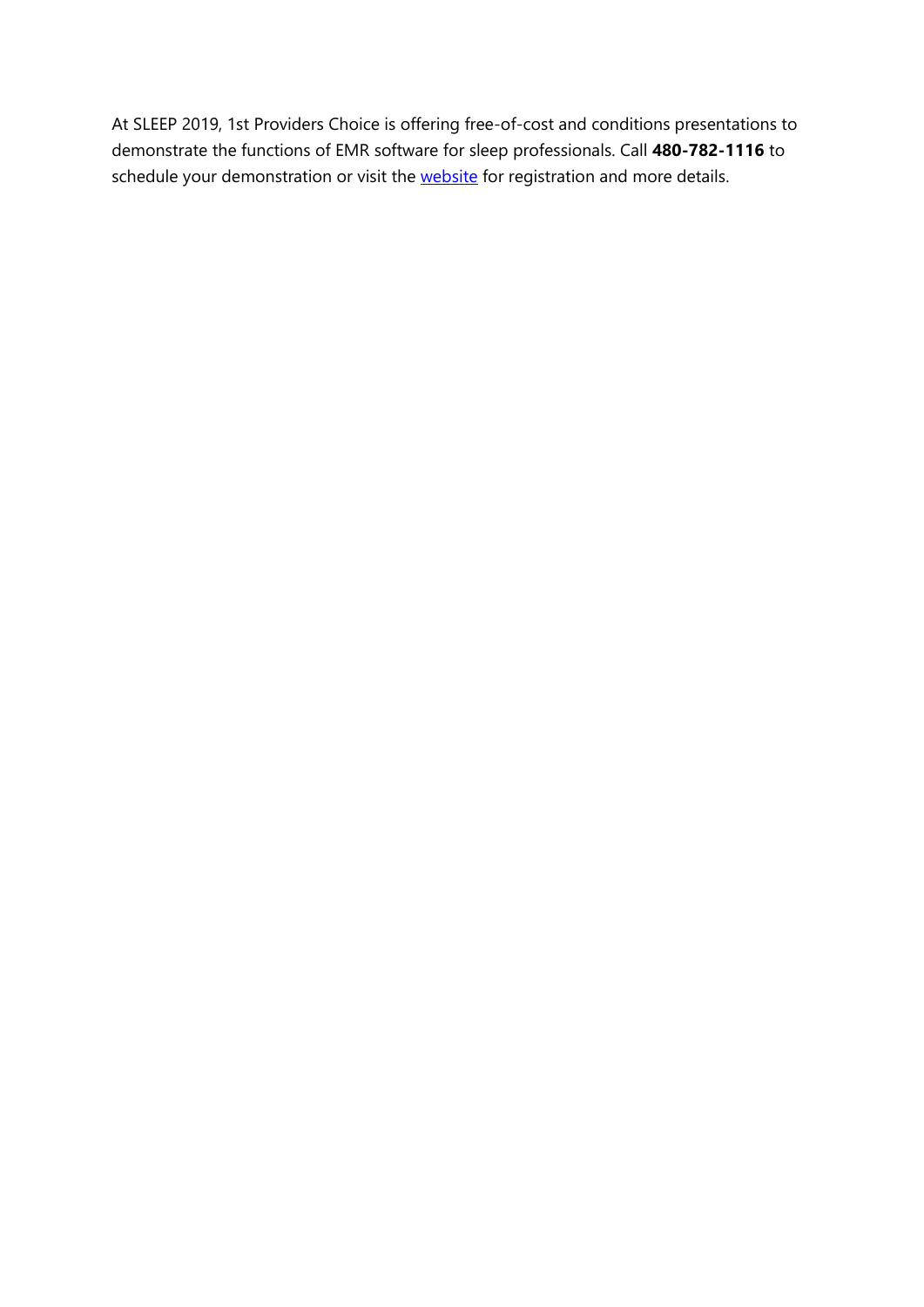At SLEEP 2019, 1st Providers Choice is offering free-of-cost and conditions presentations to demonstrate the functions of EMR software for sleep professionals. Call **480-782-1116** to schedule your demonstration or visit the website for registration and more details.